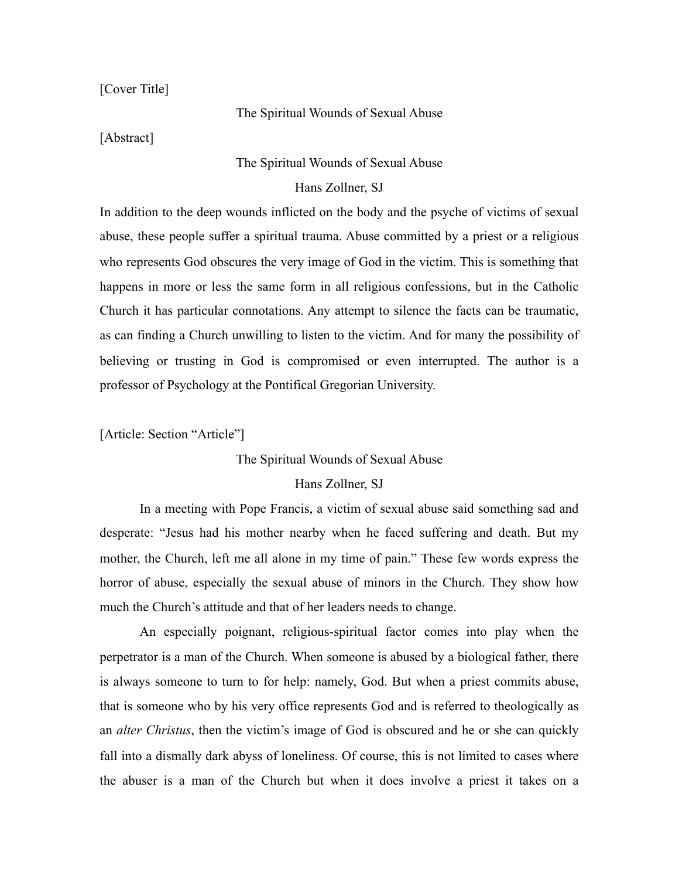[Cover Title]

# The Spiritual Wounds of Sexual Abuse

[Abstract]

## The Spiritual Wounds of Sexual Abuse

Hans Zollner, SJ

In addition to the deep wounds inflicted on the body and the psyche of victims of sexual abuse, these people suffer a spiritual trauma. Abuse committed by a priest or a religious who represents God obscures the very image of God in the victim. This is something that happens in more or less the same form in all religious confessions, but in the Catholic Church it has particular connotations. Any attempt to silence the facts can be traumatic, as can finding a Church unwilling to listen to the victim. And for many the possibility of believing or trusting in God is compromised or even interrupted. The author is a professor of Psychology at the Pontifical Gregorian University.

[Article: Section "Article"]

## The Spiritual Wounds of Sexual Abuse

Hans Zollner, SJ

In a meeting with Pope Francis, a victim of sexual abuse said something sad and desperate: "Jesus had his mother nearby when he faced suffering and death. But my mother, the Church, left me all alone in my time of pain." These few words express the horror of abuse, especially the sexual abuse of minors in the Church. They show how much the Church's attitude and that of her leaders needs to change.

An especially poignant, religious-spiritual factor comes into play when the perpetrator is a man of the Church. When someone is abused by a biological father, there is always someone to turn to for help: namely, God. But when a priest commits abuse, that is someone who by his very office represents God and is referred to theologically as an *alter Christus*, then the victim's image of God is obscured and he or she can quickly fall into a dismally dark abyss of loneliness. Of course, this is not limited to cases where the abuser is a man of the Church but when it does involve a priest it takes on a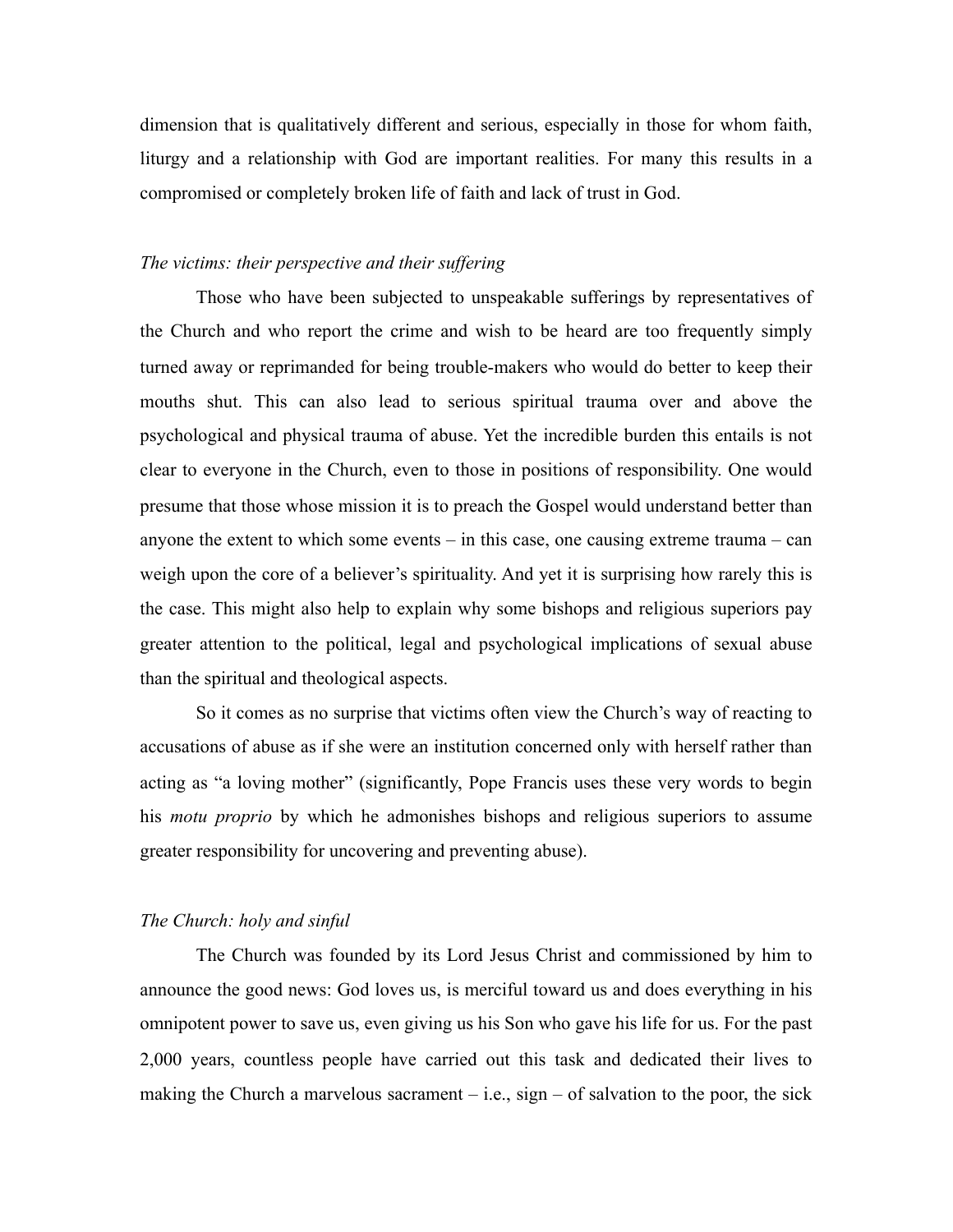dimension that is qualitatively different and serious, especially in those for whom faith, liturgy and a relationship with God are important realities. For many this results in a compromised or completely broken life of faith and lack of trust in God.

### *The victims: their perspective and their suffering*

Those who have been subjected to unspeakable sufferings by representatives of the Church and who report the crime and wish to be heard are too frequently simply turned away or reprimanded for being trouble-makers who would do better to keep their mouths shut. This can also lead to serious spiritual trauma over and above the psychological and physical trauma of abuse. Yet the incredible burden this entails is not clear to everyone in the Church, even to those in positions of responsibility. One would presume that those whose mission it is to preach the Gospel would understand better than anyone the extent to which some events – in this case, one causing extreme trauma – can weigh upon the core of a believer's spirituality. And yet it is surprising how rarely this is the case. This might also help to explain why some bishops and religious superiors pay greater attention to the political, legal and psychological implications of sexual abuse than the spiritual and theological aspects.

So it comes as no surprise that victims often view the Church's way of reacting to accusations of abuse as if she were an institution concerned only with herself rather than acting as "a loving mother" (significantly, Pope Francis uses these very words to begin his *motu proprio* by which he admonishes bishops and religious superiors to assume greater responsibility for uncovering and preventing abuse).

### *The Church: holy and sinful*

The Church was founded by its Lord Jesus Christ and commissioned by him to announce the good news: God loves us, is merciful toward us and does everything in his omnipotent power to save us, even giving us his Son who gave his life for us. For the past 2,000 years, countless people have carried out this task and dedicated their lives to making the Church a marvelous sacrament – i.e., sign – of salvation to the poor, the sick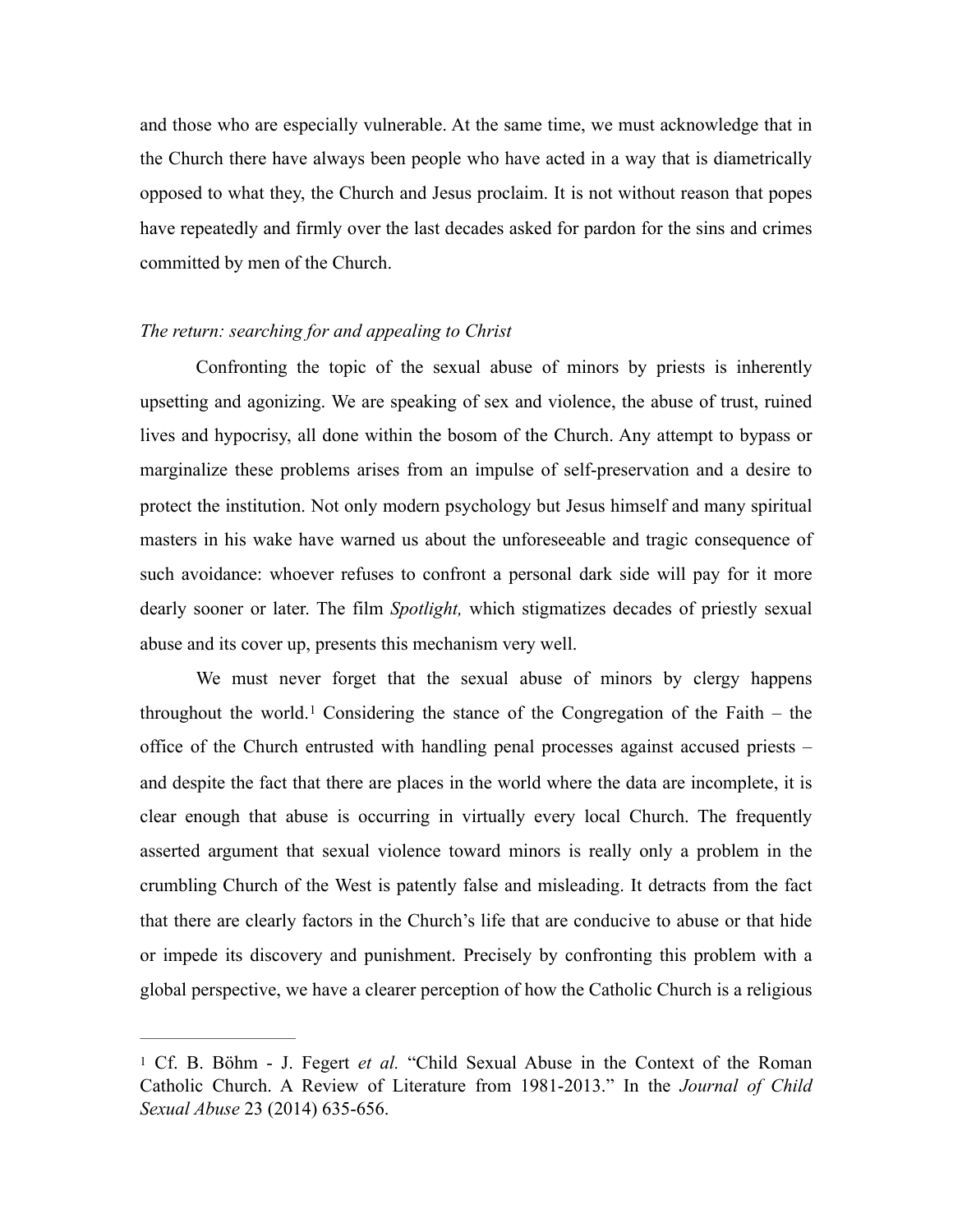and those who are especially vulnerable. At the same time, we must acknowledge that in the Church there have always been people who have acted in a way that is diametrically opposed to what they, the Church and Jesus proclaim. It is not without reason that popes have repeatedly and firmly over the last decades asked for pardon for the sins and crimes committed by men of the Church.

*The return: searching for and appealing to Christ*

Confronting the topic of the sexual abuse of minors by priests is inherently upsetting and agonizing. We are speaking of sex and violence, the abuse of trust, ruined lives and hypocrisy, all done within the bosom of the Church. Any attempt to bypass or marginalize these problems arises from an impulse of self-preservation and a desire to protect the institution. Not only modern psychology but Jesus himself and many spiritual masters in his wake have warned us about the unforeseeable and tragic consequence of such avoidance: whoever refuses to confront a personal dark side will pay for it more dearly sooner or later. The film *Spotlight,* which stigmatizes decades of priestly sexual abuse and its cover up, presents this mechanism very well.

We must never forget that the sexual abuse of minors by clergy happens throughout the world.[1] Considering the stance of the Congregation of the Faith – the office of the Church entrusted with handling penal processes against accused priests – and despite the fact that there are places in the world where the data are incomplete, it is clear enough that abuse is occurring in virtually every local Church. The frequently asserted argument that sexual violence toward minors is really only a problem in the crumbling Church of the West is patently false and misleading. It detracts from the fact that there are clearly factors in the Church's life that are conducive to abuse or that hide or impede its discovery and punishment. Precisely by confronting this problem with a global perspective, we have a clearer perception of how the Catholic Church is a religious

---

[1] Cf. B. Böhm - J. Fegert *et al.* "Child Sexual Abuse in the Context of the Roman Catholic Church. A Review of Literature from 1981-2013." In the *Journal of Child Sexual Abuse* 23 (2014) 635-656.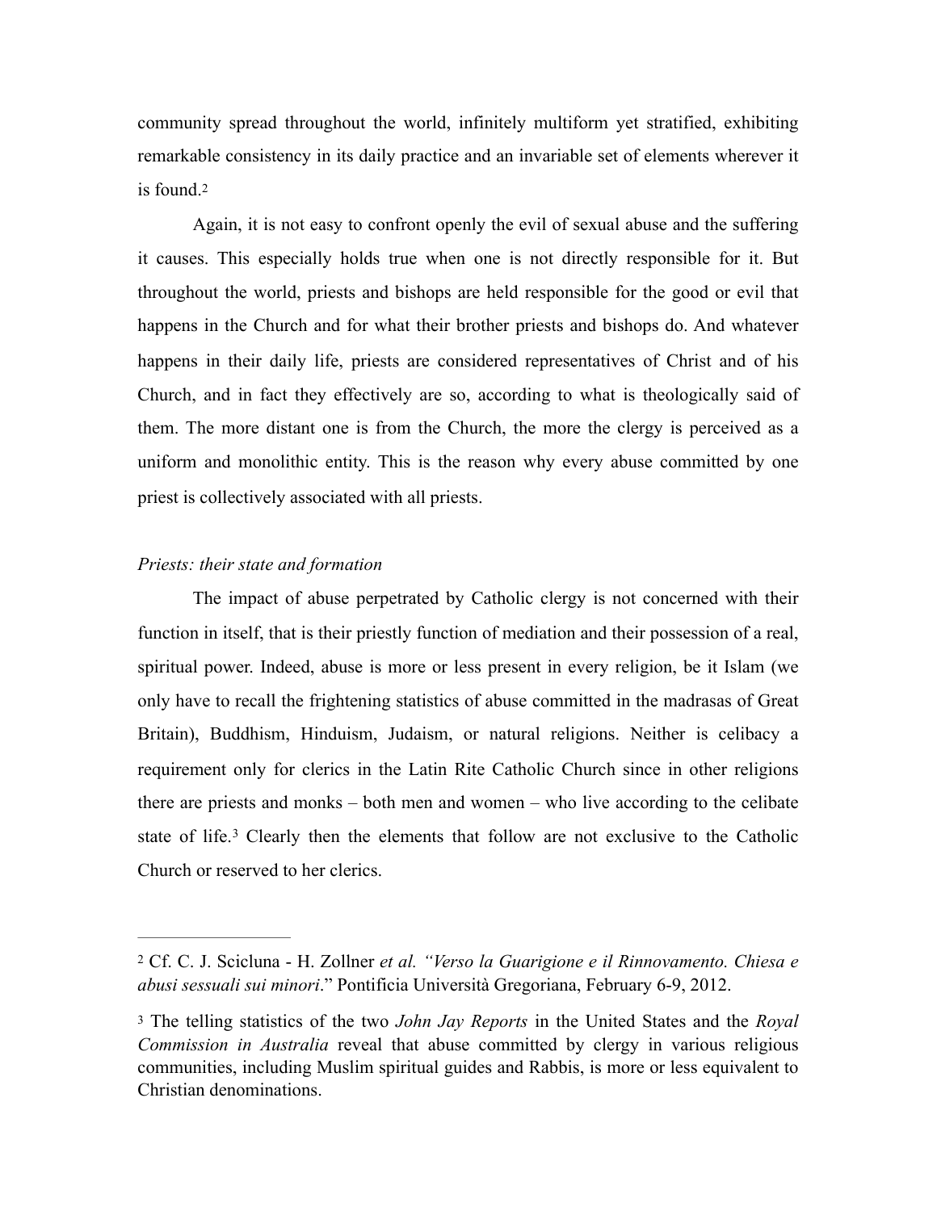community spread throughout the world, infinitely multiform yet stratified, exhibiting remarkable consistency in its daily practice and an invariable set of elements wherever it is found.[2]

Again, it is not easy to confront openly the evil of sexual abuse and the suffering it causes. This especially holds true when one is not directly responsible for it. But throughout the world, priests and bishops are held responsible for the good or evil that happens in the Church and for what their brother priests and bishops do. And whatever happens in their daily life, priests are considered representatives of Christ and of his Church, and in fact they effectively are so, according to what is theologically said of them. The more distant one is from the Church, the more the clergy is perceived as a uniform and monolithic entity. This is the reason why every abuse committed by one priest is collectively associated with all priests.

*Priests: their state and formation*

The impact of abuse perpetrated by Catholic clergy is not concerned with their function in itself, that is their priestly function of mediation and their possession of a real, spiritual power. Indeed, abuse is more or less present in every religion, be it Islam (we only have to recall the frightening statistics of abuse committed in the madrasas of Great Britain), Buddhism, Hinduism, Judaism, or natural religions. Neither is celibacy a requirement only for clerics in the Latin Rite Catholic Church since in other religions there are priests and monks – both men and women – who live according to the celibate state of life.[3] Clearly then the elements that follow are not exclusive to the Catholic Church or reserved to her clerics.

---

[2] Cf. C. J. Scicluna - H. Zollner *et al. "Verso la Guarigione e il Rinnovamento. Chiesa e abusi sessuali sui minori*." Pontificia Università Gregoriana, February 6-9, 2012.

[3] The telling statistics of the two *John Jay Reports* in the United States and the *Royal Commission in Australia* reveal that abuse committed by clergy in various religious communities, including Muslim spiritual guides and Rabbis, is more or less equivalent to Christian denominations.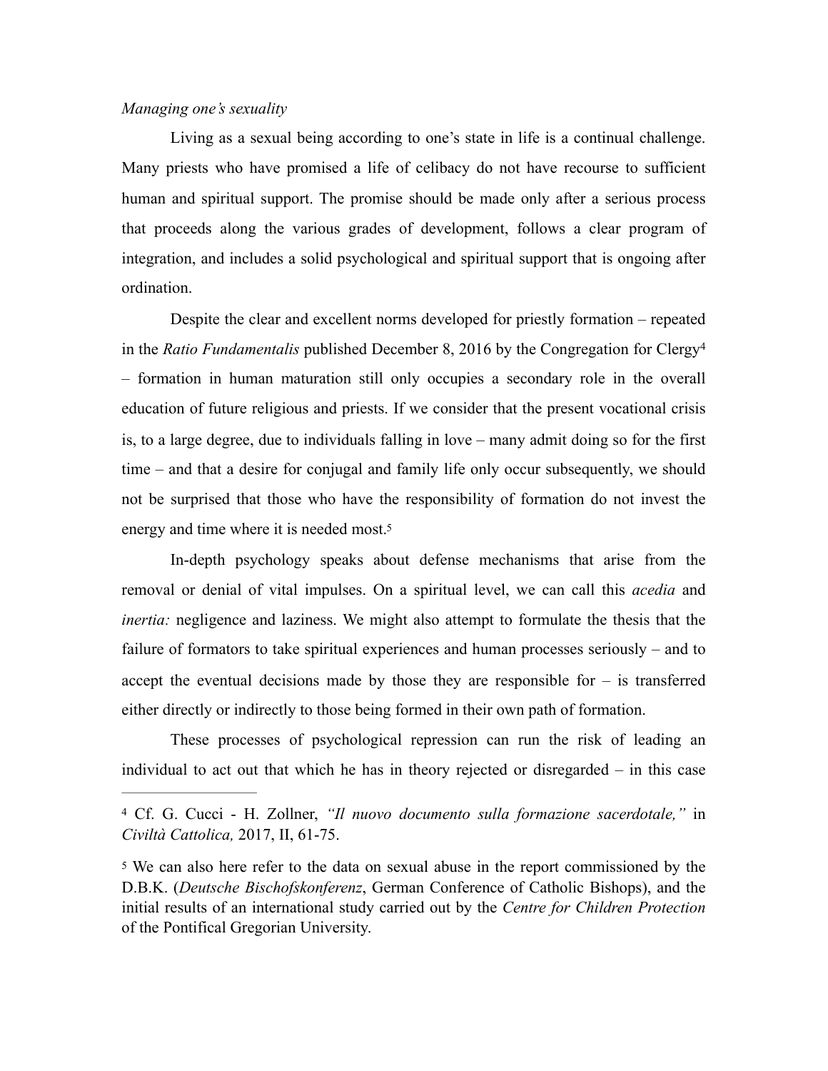*Managing one's sexuality*

Living as a sexual being according to one's state in life is a continual challenge. Many priests who have promised a life of celibacy do not have recourse to sufficient human and spiritual support. The promise should be made only after a serious process that proceeds along the various grades of development, follows a clear program of integration, and includes a solid psychological and spiritual support that is ongoing after ordination.

Despite the clear and excellent norms developed for priestly formation – repeated in the *Ratio Fundamentalis* published December 8, 2016 by the Congregation for Clergy[4] – formation in human maturation still only occupies a secondary role in the overall education of future religious and priests. If we consider that the present vocational crisis is, to a large degree, due to individuals falling in love – many admit doing so for the first time – and that a desire for conjugal and family life only occur subsequently, we should not be surprised that those who have the responsibility of formation do not invest the energy and time where it is needed most.[5]

In-depth psychology speaks about defense mechanisms that arise from the removal or denial of vital impulses. On a spiritual level, we can call this *acedia* and *inertia:* negligence and laziness. We might also attempt to formulate the thesis that the failure of formators to take spiritual experiences and human processes seriously – and to accept the eventual decisions made by those they are responsible for – is transferred either directly or indirectly to those being formed in their own path of formation.

These processes of psychological repression can run the risk of leading an individual to act out that which he has in theory rejected or disregarded – in this case

---

[4] Cf. G. Cucci - H. Zollner, *"Il nuovo documento sulla formazione sacerdotale,"* in *Civiltà Cattolica,* 2017, II, 61-75.

[5] We can also here refer to the data on sexual abuse in the report commissioned by the D.B.K. (*Deutsche Bischofskonferenz*, German Conference of Catholic Bishops), and the initial results of an international study carried out by the *Centre for Children Protection* of the Pontifical Gregorian University.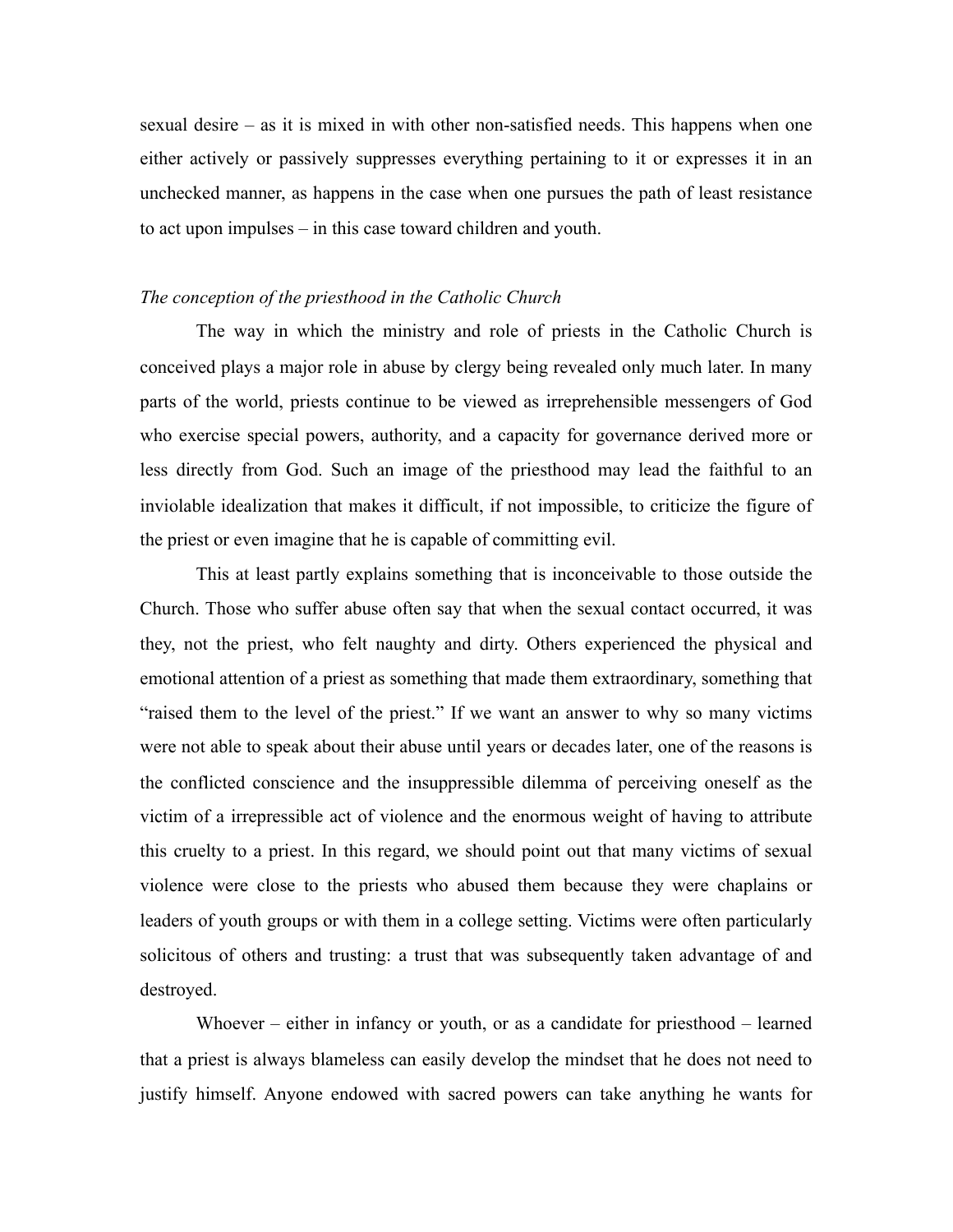sexual desire – as it is mixed in with other non-satisfied needs. This happens when one either actively or passively suppresses everything pertaining to it or expresses it in an unchecked manner, as happens in the case when one pursues the path of least resistance to act upon impulses – in this case toward children and youth.

*The conception of the priesthood in the Catholic Church*

The way in which the ministry and role of priests in the Catholic Church is conceived plays a major role in abuse by clergy being revealed only much later. In many parts of the world, priests continue to be viewed as irreprehensible messengers of God who exercise special powers, authority, and a capacity for governance derived more or less directly from God. Such an image of the priesthood may lead the faithful to an inviolable idealization that makes it difficult, if not impossible, to criticize the figure of the priest or even imagine that he is capable of committing evil.

This at least partly explains something that is inconceivable to those outside the Church. Those who suffer abuse often say that when the sexual contact occurred, it was they, not the priest, who felt naughty and dirty. Others experienced the physical and emotional attention of a priest as something that made them extraordinary, something that "raised them to the level of the priest." If we want an answer to why so many victims were not able to speak about their abuse until years or decades later, one of the reasons is the conflicted conscience and the insuppressible dilemma of perceiving oneself as the victim of a irrepressible act of violence and the enormous weight of having to attribute this cruelty to a priest. In this regard, we should point out that many victims of sexual violence were close to the priests who abused them because they were chaplains or leaders of youth groups or with them in a college setting. Victims were often particularly solicitous of others and trusting: a trust that was subsequently taken advantage of and destroyed.

Whoever – either in infancy or youth, or as a candidate for priesthood – learned that a priest is always blameless can easily develop the mindset that he does not need to justify himself. Anyone endowed with sacred powers can take anything he wants for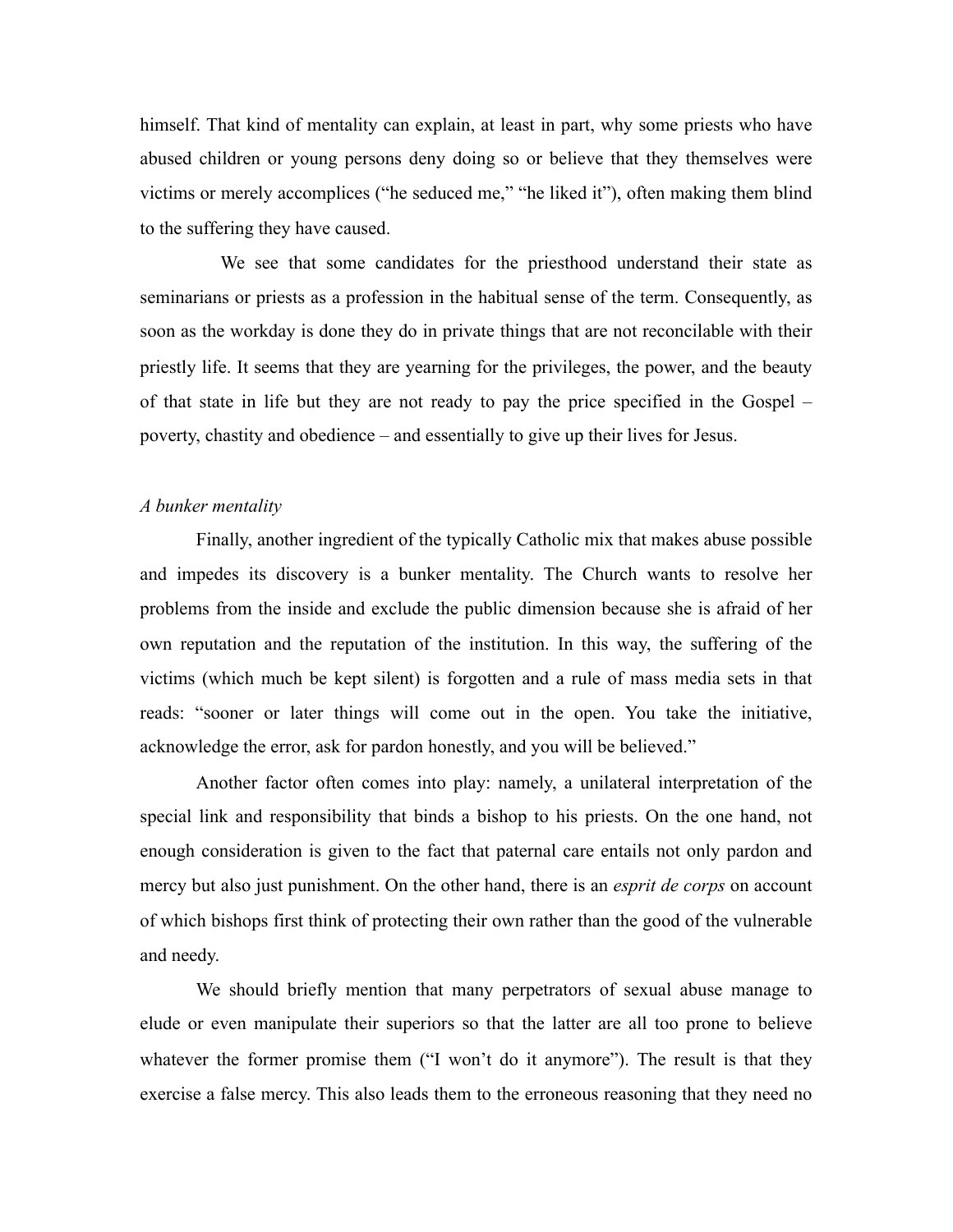himself. That kind of mentality can explain, at least in part, why some priests who have abused children or young persons deny doing so or believe that they themselves were victims or merely accomplices ("he seduced me," "he liked it"), often making them blind to the suffering they have caused.

We see that some candidates for the priesthood understand their state as seminarians or priests as a profession in the habitual sense of the term. Consequently, as soon as the workday is done they do in private things that are not reconcilable with their priestly life. It seems that they are yearning for the privileges, the power, and the beauty of that state in life but they are not ready to pay the price specified in the Gospel – poverty, chastity and obedience – and essentially to give up their lives for Jesus.

*A bunker mentality*

Finally, another ingredient of the typically Catholic mix that makes abuse possible and impedes its discovery is a bunker mentality. The Church wants to resolve her problems from the inside and exclude the public dimension because she is afraid of her own reputation and the reputation of the institution. In this way, the suffering of the victims (which much be kept silent) is forgotten and a rule of mass media sets in that reads: "sooner or later things will come out in the open. You take the initiative, acknowledge the error, ask for pardon honestly, and you will be believed."

Another factor often comes into play: namely, a unilateral interpretation of the special link and responsibility that binds a bishop to his priests. On the one hand, not enough consideration is given to the fact that paternal care entails not only pardon and mercy but also just punishment. On the other hand, there is an *esprit de corps* on account of which bishops first think of protecting their own rather than the good of the vulnerable and needy.

We should briefly mention that many perpetrators of sexual abuse manage to elude or even manipulate their superiors so that the latter are all too prone to believe whatever the former promise them ("I won't do it anymore"). The result is that they exercise a false mercy. This also leads them to the erroneous reasoning that they need no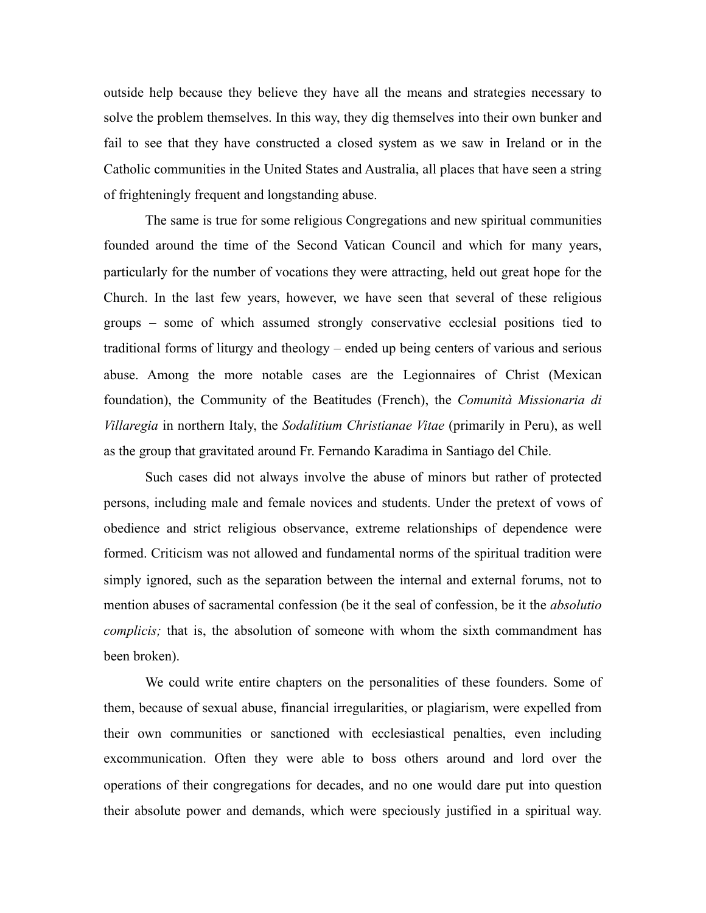outside help because they believe they have all the means and strategies necessary to solve the problem themselves. In this way, they dig themselves into their own bunker and fail to see that they have constructed a closed system as we saw in Ireland or in the Catholic communities in the United States and Australia, all places that have seen a string of frighteningly frequent and longstanding abuse.

The same is true for some religious Congregations and new spiritual communities founded around the time of the Second Vatican Council and which for many years, particularly for the number of vocations they were attracting, held out great hope for the Church. In the last few years, however, we have seen that several of these religious groups – some of which assumed strongly conservative ecclesial positions tied to traditional forms of liturgy and theology – ended up being centers of various and serious abuse. Among the more notable cases are the Legionnaires of Christ (Mexican foundation), the Community of the Beatitudes (French), the *Comunità Missionaria di Villaregia* in northern Italy, the *Sodalitium Christianae Vitae* (primarily in Peru), as well as the group that gravitated around Fr. Fernando Karadima in Santiago del Chile.

Such cases did not always involve the abuse of minors but rather of protected persons, including male and female novices and students. Under the pretext of vows of obedience and strict religious observance, extreme relationships of dependence were formed. Criticism was not allowed and fundamental norms of the spiritual tradition were simply ignored, such as the separation between the internal and external forums, not to mention abuses of sacramental confession (be it the seal of confession, be it the *absolutio complicis;* that is, the absolution of someone with whom the sixth commandment has been broken).

We could write entire chapters on the personalities of these founders. Some of them, because of sexual abuse, financial irregularities, or plagiarism, were expelled from their own communities or sanctioned with ecclesiastical penalties, even including excommunication. Often they were able to boss others around and lord over the operations of their congregations for decades, and no one would dare put into question their absolute power and demands, which were speciously justified in a spiritual way.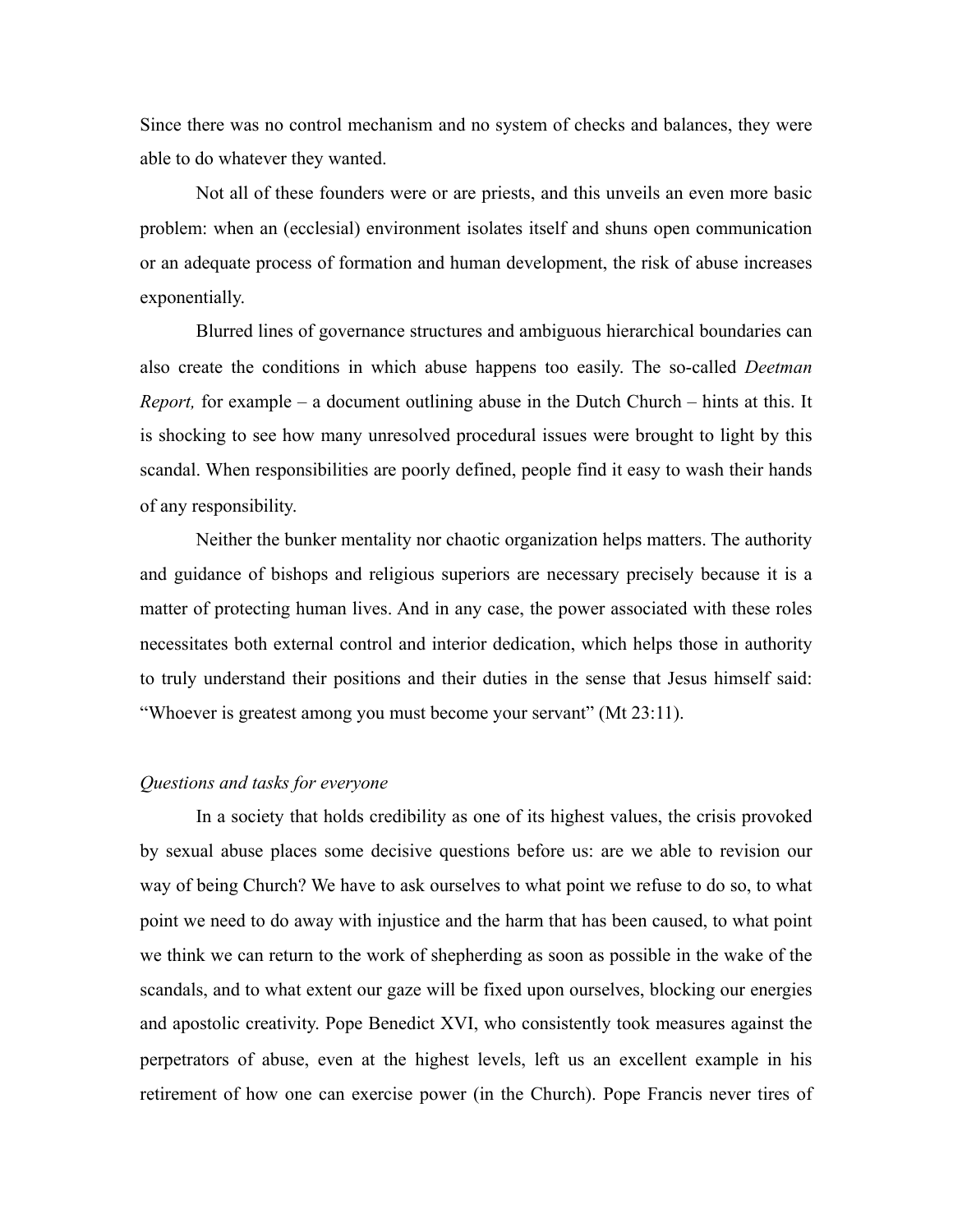Since there was no control mechanism and no system of checks and balances, they were able to do whatever they wanted.

Not all of these founders were or are priests, and this unveils an even more basic problem: when an (ecclesial) environment isolates itself and shuns open communication or an adequate process of formation and human development, the risk of abuse increases exponentially.

Blurred lines of governance structures and ambiguous hierarchical boundaries can also create the conditions in which abuse happens too easily. The so-called *Deetman Report,* for example – a document outlining abuse in the Dutch Church – hints at this. It is shocking to see how many unresolved procedural issues were brought to light by this scandal. When responsibilities are poorly defined, people find it easy to wash their hands of any responsibility.

Neither the bunker mentality nor chaotic organization helps matters. The authority and guidance of bishops and religious superiors are necessary precisely because it is a matter of protecting human lives. And in any case, the power associated with these roles necessitates both external control and interior dedication, which helps those in authority to truly understand their positions and their duties in the sense that Jesus himself said: "Whoever is greatest among you must become your servant" (Mt 23:11).

*Questions and tasks for everyone*

In a society that holds credibility as one of its highest values, the crisis provoked by sexual abuse places some decisive questions before us: are we able to revision our way of being Church? We have to ask ourselves to what point we refuse to do so, to what point we need to do away with injustice and the harm that has been caused, to what point we think we can return to the work of shepherding as soon as possible in the wake of the scandals, and to what extent our gaze will be fixed upon ourselves, blocking our energies and apostolic creativity. Pope Benedict XVI, who consistently took measures against the perpetrators of abuse, even at the highest levels, left us an excellent example in his retirement of how one can exercise power (in the Church). Pope Francis never tires of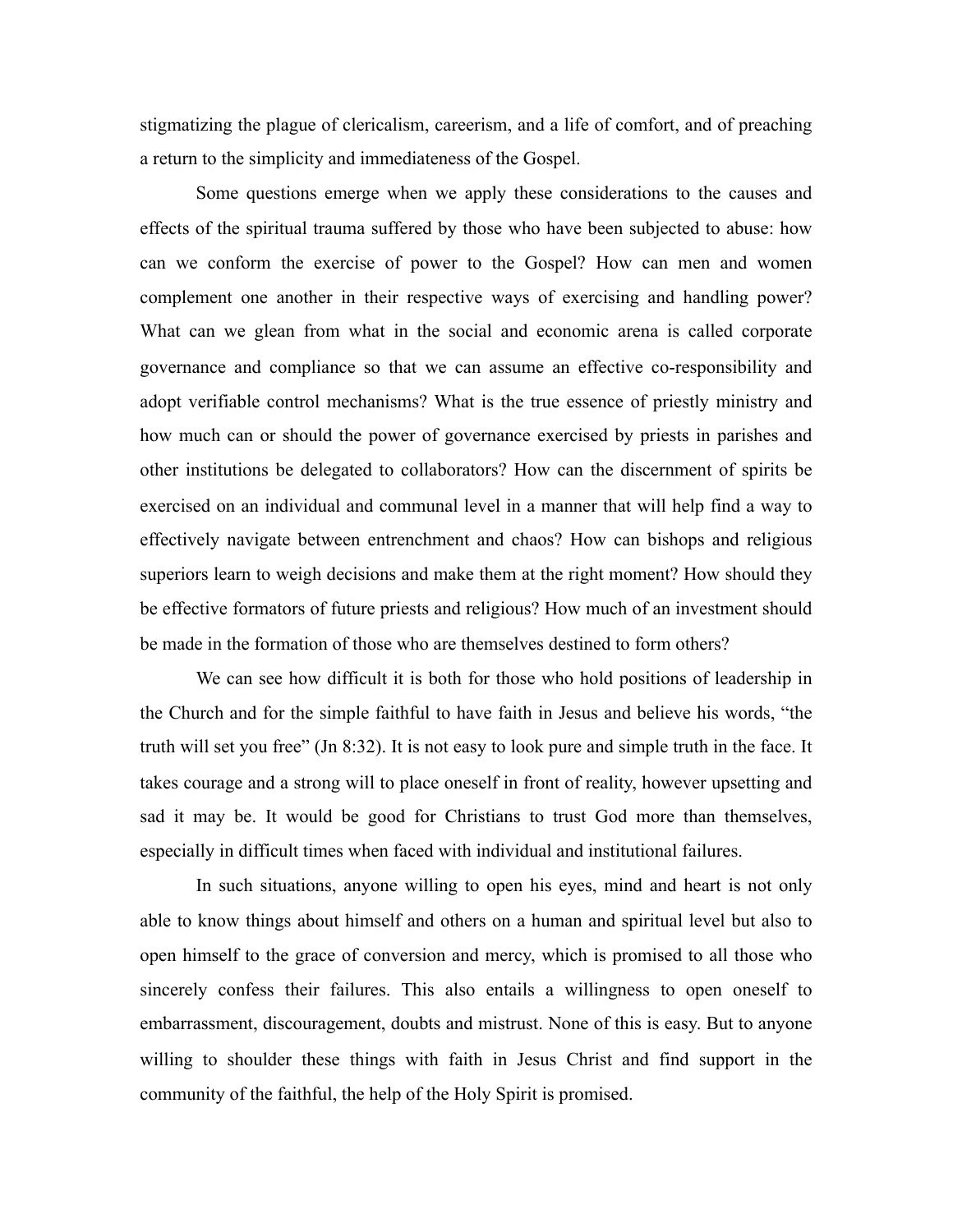stigmatizing the plague of clericalism, careerism, and a life of comfort, and of preaching a return to the simplicity and immediateness of the Gospel.

Some questions emerge when we apply these considerations to the causes and effects of the spiritual trauma suffered by those who have been subjected to abuse: how can we conform the exercise of power to the Gospel? How can men and women complement one another in their respective ways of exercising and handling power? What can we glean from what in the social and economic arena is called corporate governance and compliance so that we can assume an effective co-responsibility and adopt verifiable control mechanisms? What is the true essence of priestly ministry and how much can or should the power of governance exercised by priests in parishes and other institutions be delegated to collaborators? How can the discernment of spirits be exercised on an individual and communal level in a manner that will help find a way to effectively navigate between entrenchment and chaos? How can bishops and religious superiors learn to weigh decisions and make them at the right moment? How should they be effective formators of future priests and religious? How much of an investment should be made in the formation of those who are themselves destined to form others?

We can see how difficult it is both for those who hold positions of leadership in the Church and for the simple faithful to have faith in Jesus and believe his words, "the truth will set you free" (Jn 8:32). It is not easy to look pure and simple truth in the face. It takes courage and a strong will to place oneself in front of reality, however upsetting and sad it may be. It would be good for Christians to trust God more than themselves, especially in difficult times when faced with individual and institutional failures.

In such situations, anyone willing to open his eyes, mind and heart is not only able to know things about himself and others on a human and spiritual level but also to open himself to the grace of conversion and mercy, which is promised to all those who sincerely confess their failures. This also entails a willingness to open oneself to embarrassment, discouragement, doubts and mistrust. None of this is easy. But to anyone willing to shoulder these things with faith in Jesus Christ and find support in the community of the faithful, the help of the Holy Spirit is promised.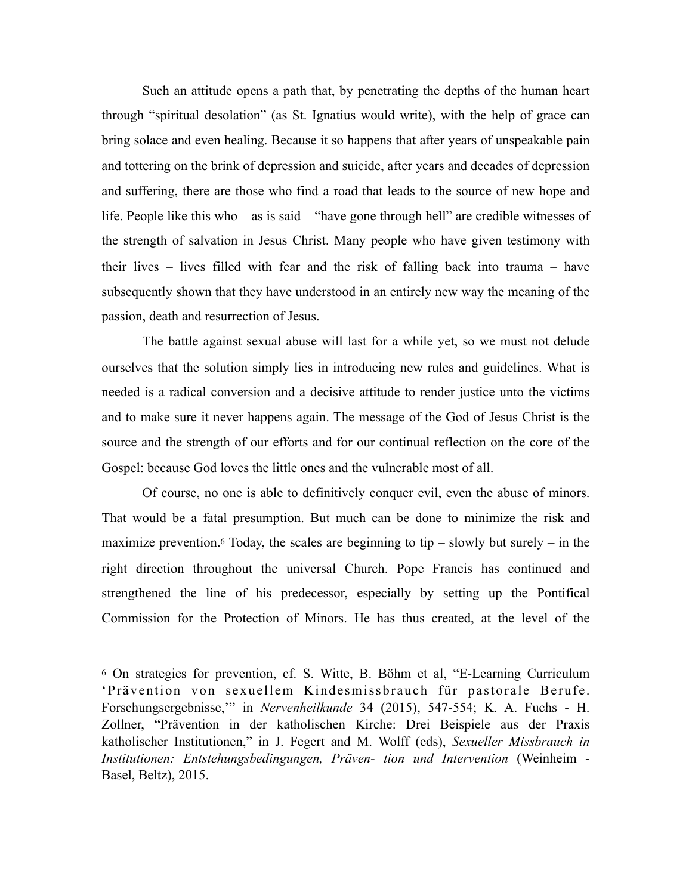Such an attitude opens a path that, by penetrating the depths of the human heart through "spiritual desolation" (as St. Ignatius would write), with the help of grace can bring solace and even healing. Because it so happens that after years of unspeakable pain and tottering on the brink of depression and suicide, after years and decades of depression and suffering, there are those who find a road that leads to the source of new hope and life. People like this who – as is said – "have gone through hell" are credible witnesses of the strength of salvation in Jesus Christ. Many people who have given testimony with their lives – lives filled with fear and the risk of falling back into trauma – have subsequently shown that they have understood in an entirely new way the meaning of the passion, death and resurrection of Jesus.

The battle against sexual abuse will last for a while yet, so we must not delude ourselves that the solution simply lies in introducing new rules and guidelines. What is needed is a radical conversion and a decisive attitude to render justice unto the victims and to make sure it never happens again. The message of the God of Jesus Christ is the source and the strength of our efforts and for our continual reflection on the core of the Gospel: because God loves the little ones and the vulnerable most of all.

Of course, no one is able to definitively conquer evil, even the abuse of minors. That would be a fatal presumption. But much can be done to minimize the risk and maximize prevention.[6] Today, the scales are beginning to tip – slowly but surely – in the right direction throughout the universal Church. Pope Francis has continued and strengthened the line of his predecessor, especially by setting up the Pontifical Commission for the Protection of Minors. He has thus created, at the level of the

---

[6] On strategies for prevention, cf. S. Witte, B. Böhm et al, "E-Learning Curriculum 'Prävention von sexuellem Kindesmissbrauch für pastorale Berufe. Forschungsergebnisse,'" in *Nervenheilkunde* 34 (2015), 547-554; K. A. Fuchs - H. Zollner, "Prävention in der katholischen Kirche: Drei Beispiele aus der Praxis katholischer Institutionen," in J. Fegert and M. Wolff (eds), *Sexueller Missbrauch in Institutionen: Entstehungsbedingungen, Präven- tion und Intervention* (Weinheim - Basel, Beltz), 2015.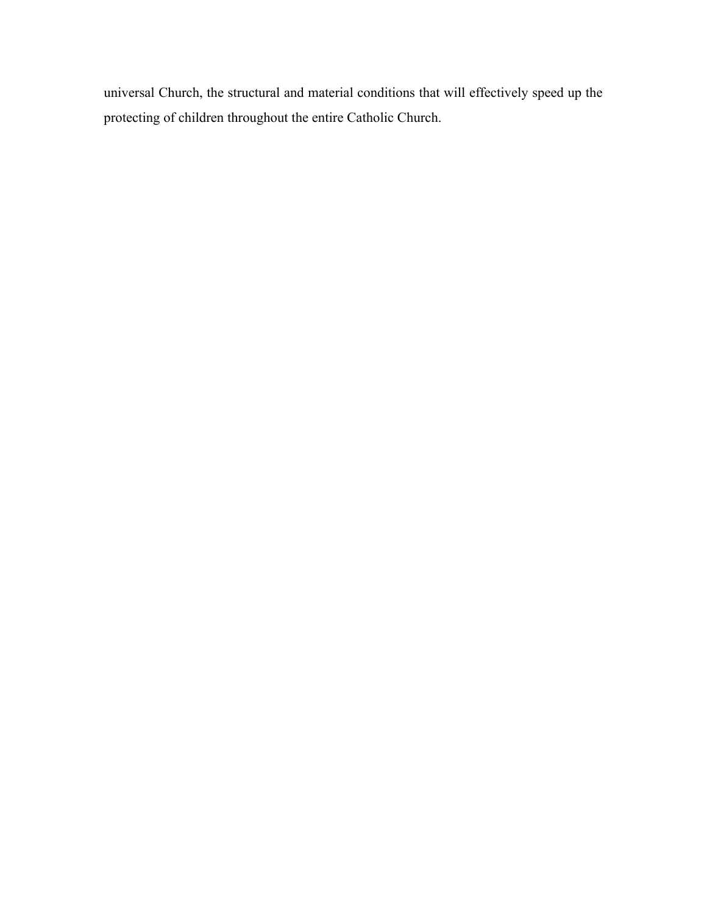universal Church, the structural and material conditions that will effectively speed up the protecting of children throughout the entire Catholic Church.